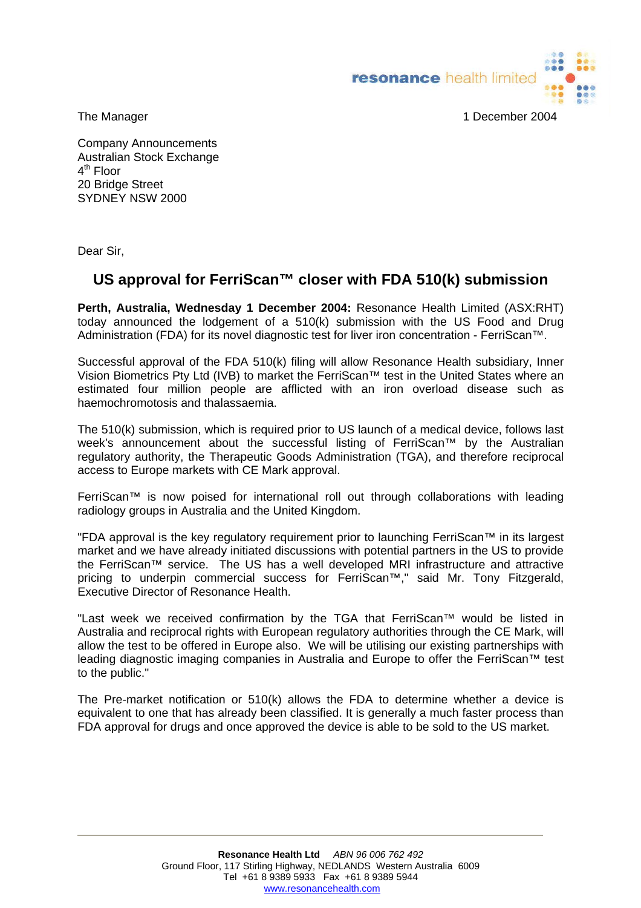resonance health limited

The Manager

1 December 2004

Company Announcements
Australian Stock Exchange
4th Floor
20 Bridge Street
SYDNEY NSW 2000

Dear Sir,

## US approval for FerriScan™ closer with FDA 510(k) submission

**Perth, Australia, Wednesday 1 December 2004:** Resonance Health Limited (ASX:RHT) today announced the lodgement of a 510(k) submission with the US Food and Drug Administration (FDA) for its novel diagnostic test for liver iron concentration - FerriScan™.

Successful approval of the FDA 510(k) filing will allow Resonance Health subsidiary, Inner Vision Biometrics Pty Ltd (IVB) to market the FerriScan™ test in the United States where an estimated four million people are afflicted with an iron overload disease such as haemochromotosis and thalassaemia.

The 510(k) submission, which is required prior to US launch of a medical device, follows last week's announcement about the successful listing of FerriScan™ by the Australian regulatory authority, the Therapeutic Goods Administration (TGA), and therefore reciprocal access to Europe markets with CE Mark approval.

FerriScan™ is now poised for international roll out through collaborations with leading radiology groups in Australia and the United Kingdom.

"FDA approval is the key regulatory requirement prior to launching FerriScan™ in its largest market and we have already initiated discussions with potential partners in the US to provide the FerriScan™ service. The US has a well developed MRI infrastructure and attractive pricing to underpin commercial success for FerriScan™," said Mr. Tony Fitzgerald, Executive Director of Resonance Health.

"Last week we received confirmation by the TGA that FerriScan™ would be listed in Australia and reciprocal rights with European regulatory authorities through the CE Mark, will allow the test to be offered in Europe also. We will be utilising our existing partnerships with leading diagnostic imaging companies in Australia and Europe to offer the FerriScan™ test to the public."

The Pre-market notification or 510(k) allows the FDA to determine whether a device is equivalent to one that has already been classified. It is generally a much faster process than FDA approval for drugs and once approved the device is able to be sold to the US market.

**Resonance Health Ltd** *ABN 96 006 762 492*
Ground Floor, 117 Stirling Highway, NEDLANDS Western Australia 6009
Tel +61 8 9389 5933 Fax +61 8 9389 5944
www.resonancehealth.com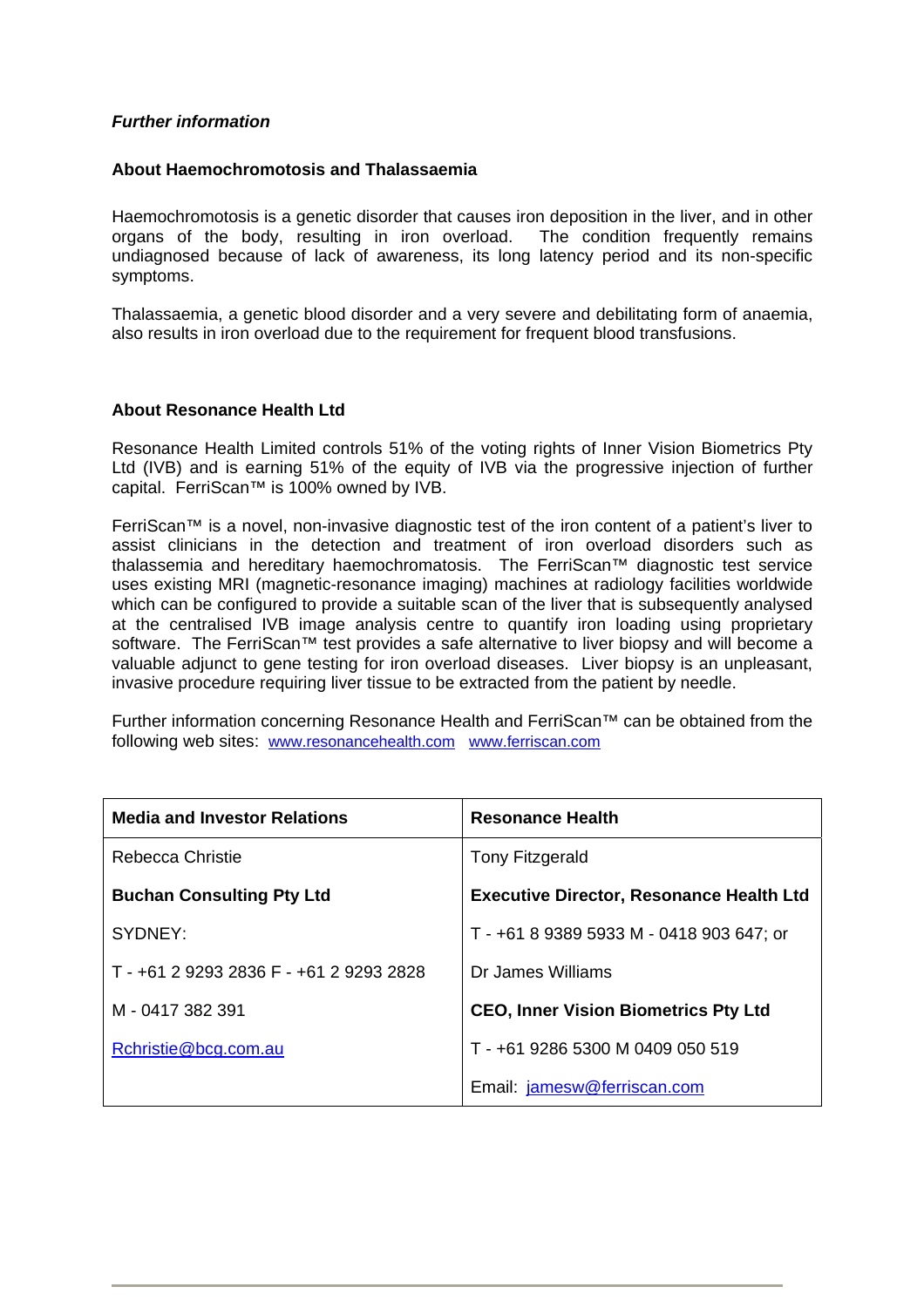***Further information***

**About Haemochromotosis and Thalassaemia**

Haemochromotosis is a genetic disorder that causes iron deposition in the liver, and in other organs of the body, resulting in iron overload. The condition frequently remains undiagnosed because of lack of awareness, its long latency period and its non-specific symptoms.

Thalassaemia, a genetic blood disorder and a very severe and debilitating form of anaemia, also results in iron overload due to the requirement for frequent blood transfusions.

**About Resonance Health Ltd**

Resonance Health Limited controls 51% of the voting rights of Inner Vision Biometrics Pty Ltd (IVB) and is earning 51% of the equity of IVB via the progressive injection of further capital. FerriScan™ is 100% owned by IVB.

FerriScan™ is a novel, non-invasive diagnostic test of the iron content of a patient's liver to assist clinicians in the detection and treatment of iron overload disorders such as thalassemia and hereditary haemochromatosis. The FerriScan™ diagnostic test service uses existing MRI (magnetic-resonance imaging) machines at radiology facilities worldwide which can be configured to provide a suitable scan of the liver that is subsequently analysed at the centralised IVB image analysis centre to quantify iron loading using proprietary software. The FerriScan™ test provides a safe alternative to liver biopsy and will become a valuable adjunct to gene testing for iron overload diseases. Liver biopsy is an unpleasant, invasive procedure requiring liver tissue to be extracted from the patient by needle.

Further information concerning Resonance Health and FerriScan™ can be obtained from the following web sites: www.resonancehealth.com www.ferriscan.com

| **Media and Investor Relations** | **Resonance Health** |
|---|---|
| Rebecca Christie | Tony Fitzgerald |
| **Buchan Consulting Pty Ltd** | **Executive Director, Resonance Health Ltd** |
| SYDNEY: | T - +61 8 9389 5933 M - 0418 903 647; or |
| T - +61 2 9293 2836 F - +61 2 9293 2828 | Dr James Williams |
| M - 0417 382 391 | **CEO, Inner Vision Biometrics Pty Ltd** |
| Rchristie@bcg.com.au | T - +61 9286 5300 M 0409 050 519 |
| | Email: jamesw@ferriscan.com |